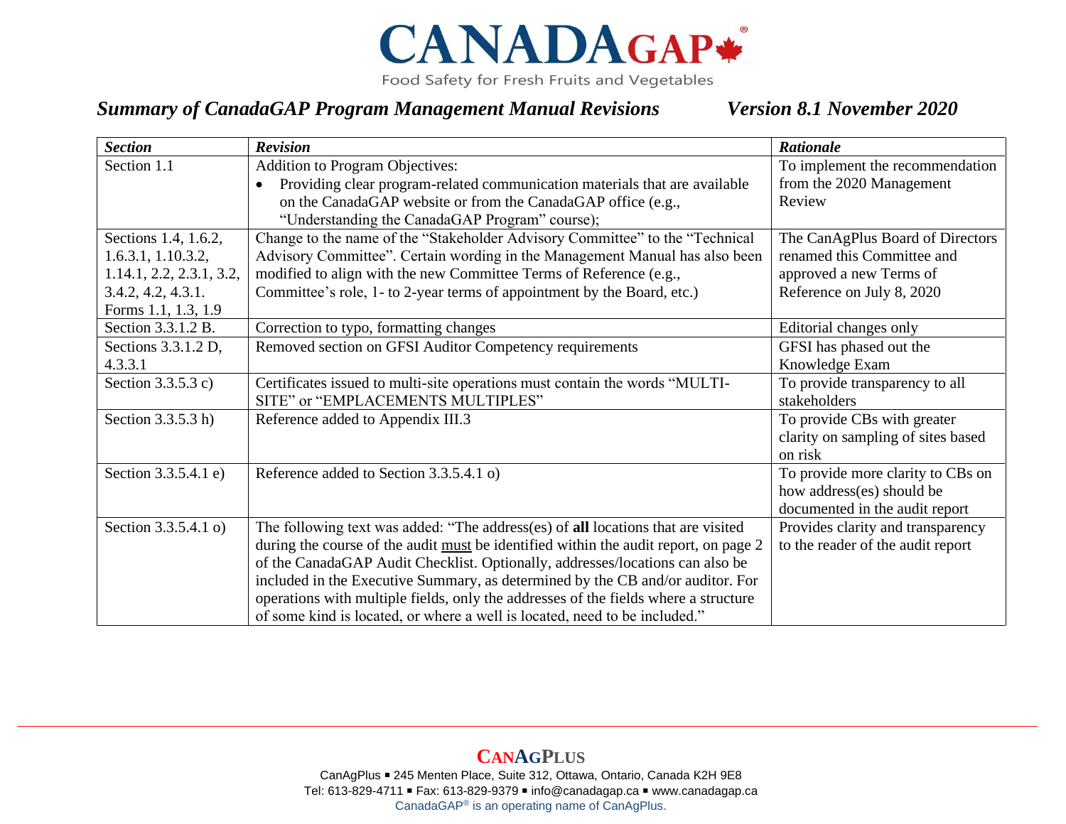# CANADAGAP®

Food Safety for Fresh Fruits and Vegetables

## *Summary of CanadaGAP Program Management Manual Revisions* *Version 8.1 November 2020*

| ***Section*** | ***Revision*** | ***Rationale*** |
|---|---|---|
| Section 1.1 | Addition to Program Objectives:<br>• Providing clear program-related communication materials that are available on the CanadaGAP website or from the CanadaGAP office (e.g., "Understanding the CanadaGAP Program" course); | To implement the recommendation from the 2020 Management Review |
| Sections 1.4, 1.6.2, 1.6.3.1, 1.10.3.2, 1.14.1, 2.2, 2.3.1, 3.2, 3.4.2, 4.2, 4.3.1. Forms 1.1, 1.3, 1.9 | Change to the name of the "Stakeholder Advisory Committee" to the "Technical Advisory Committee". Certain wording in the Management Manual has also been modified to align with the new Committee Terms of Reference (e.g., Committee's role, 1- to 2-year terms of appointment by the Board, etc.) | The CanAgPlus Board of Directors renamed this Committee and approved a new Terms of Reference on July 8, 2020 |
| Section 3.3.1.2 B. | Correction to typo, formatting changes | Editorial changes only |
| Sections 3.3.1.2 D, 4.3.3.1 | Removed section on GFSI Auditor Competency requirements | GFSI has phased out the Knowledge Exam |
| Section 3.3.5.3 c) | Certificates issued to multi-site operations must contain the words "MULTI-SITE" or "EMPLACEMENTS MULTIPLES" | To provide transparency to all stakeholders |
| Section 3.3.5.3 h) | Reference added to Appendix III.3 | To provide CBs with greater clarity on sampling of sites based on risk |
| Section 3.3.5.4.1 e) | Reference added to Section 3.3.5.4.1 o) | To provide more clarity to CBs on how address(es) should be documented in the audit report |
| Section 3.3.5.4.1 o) | The following text was added: "The address(es) of **all** locations that are visited during the course of the audit <u>must</u> be identified within the audit report, on page 2 of the CanadaGAP Audit Checklist. Optionally, addresses/locations can also be included in the Executive Summary, as determined by the CB and/or auditor. For operations with multiple fields, only the addresses of the fields where a structure of some kind is located, or where a well is located, need to be included." | Provides clarity and transparency to the reader of the audit report |

**CANAGPLUS**

CanAgPlus ▪ 245 Menten Place, Suite 312, Ottawa, Ontario, Canada K2H 9E8
Tel: 613-829-4711 ▪ Fax: 613-829-9379 ▪ info@canadagap.ca ▪ www.canadagap.ca
CanadaGAP® is an operating name of CanAgPlus.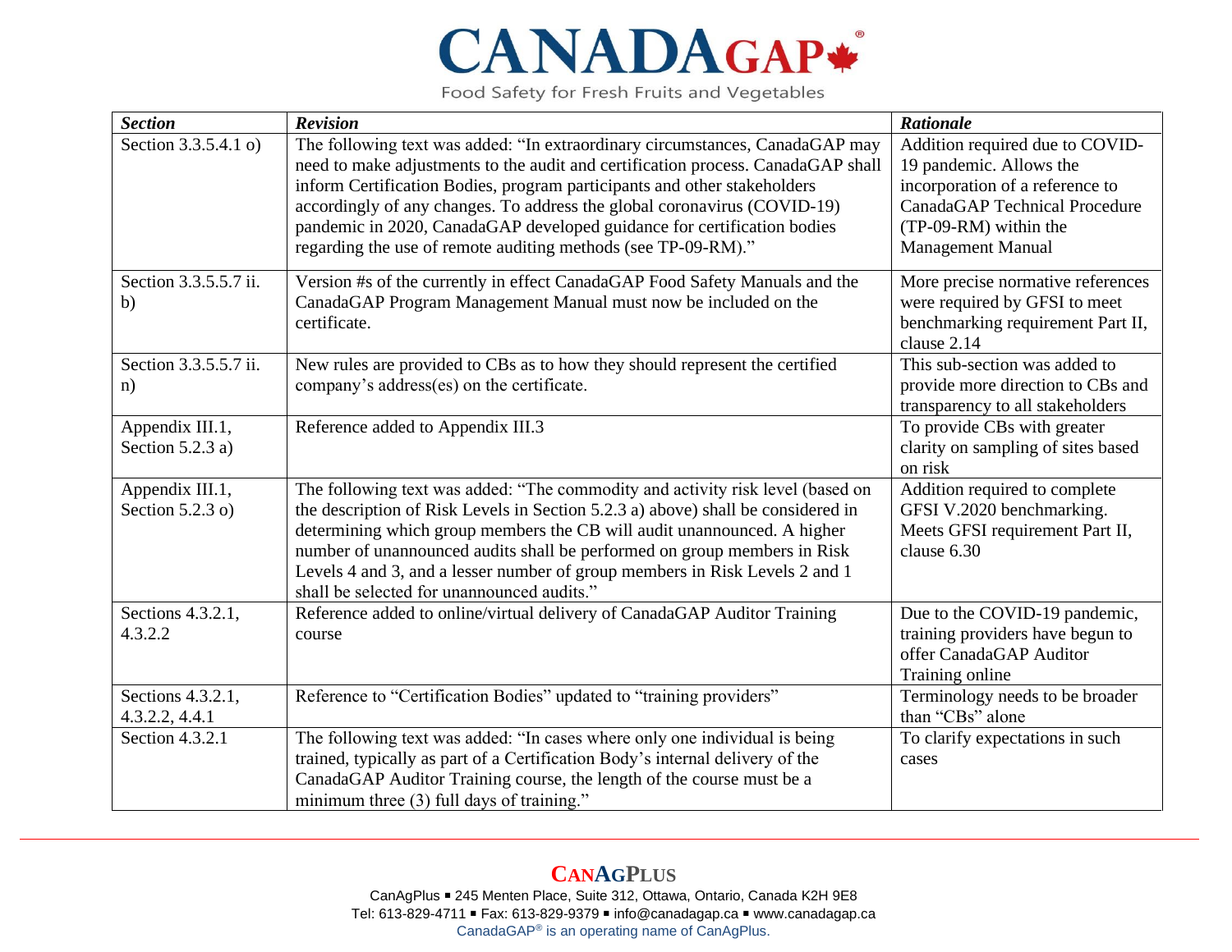| *Section* | *Revision* | *Rationale* |
|---|---|---|
| Section 3.3.5.4.1 o) | The following text was added: "In extraordinary circumstances, CanadaGAP may need to make adjustments to the audit and certification process. CanadaGAP shall inform Certification Bodies, program participants and other stakeholders accordingly of any changes. To address the global coronavirus (COVID-19) pandemic in 2020, CanadaGAP developed guidance for certification bodies regarding the use of remote auditing methods (see TP-09-RM)." | Addition required due to COVID-19 pandemic. Allows the incorporation of a reference to CanadaGAP Technical Procedure (TP-09-RM) within the Management Manual |
| Section 3.3.5.5.7 ii. b) | Version #s of the currently in effect CanadaGAP Food Safety Manuals and the CanadaGAP Program Management Manual must now be included on the certificate. | More precise normative references were required by GFSI to meet benchmarking requirement Part II, clause 2.14 |
| Section 3.3.5.5.7 ii. n) | New rules are provided to CBs as to how they should represent the certified company's address(es) on the certificate. | This sub-section was added to provide more direction to CBs and transparency to all stakeholders |
| Appendix III.1, Section 5.2.3 a) | Reference added to Appendix III.3 | To provide CBs with greater clarity on sampling of sites based on risk |
| Appendix III.1, Section 5.2.3 o) | The following text was added: "The commodity and activity risk level (based on the description of Risk Levels in Section 5.2.3 a) above) shall be considered in determining which group members the CB will audit unannounced. A higher number of unannounced audits shall be performed on group members in Risk Levels 4 and 3, and a lesser number of group members in Risk Levels 2 and 1 shall be selected for unannounced audits." | Addition required to complete GFSI V.2020 benchmarking. Meets GFSI requirement Part II, clause 6.30 |
| Sections 4.3.2.1, 4.3.2.2 | Reference added to online/virtual delivery of CanadaGAP Auditor Training course | Due to the COVID-19 pandemic, training providers have begun to offer CanadaGAP Auditor Training online |
| Sections 4.3.2.1, 4.3.2.2, 4.4.1 | Reference to "Certification Bodies" updated to "training providers" | Terminology needs to be broader than "CBs" alone |
| Section 4.3.2.1 | The following text was added: "In cases where only one individual is being trained, typically as part of a Certification Body's internal delivery of the CanadaGAP Auditor Training course, the length of the course must be a minimum three (3) full days of training." | To clarify expectations in such cases |